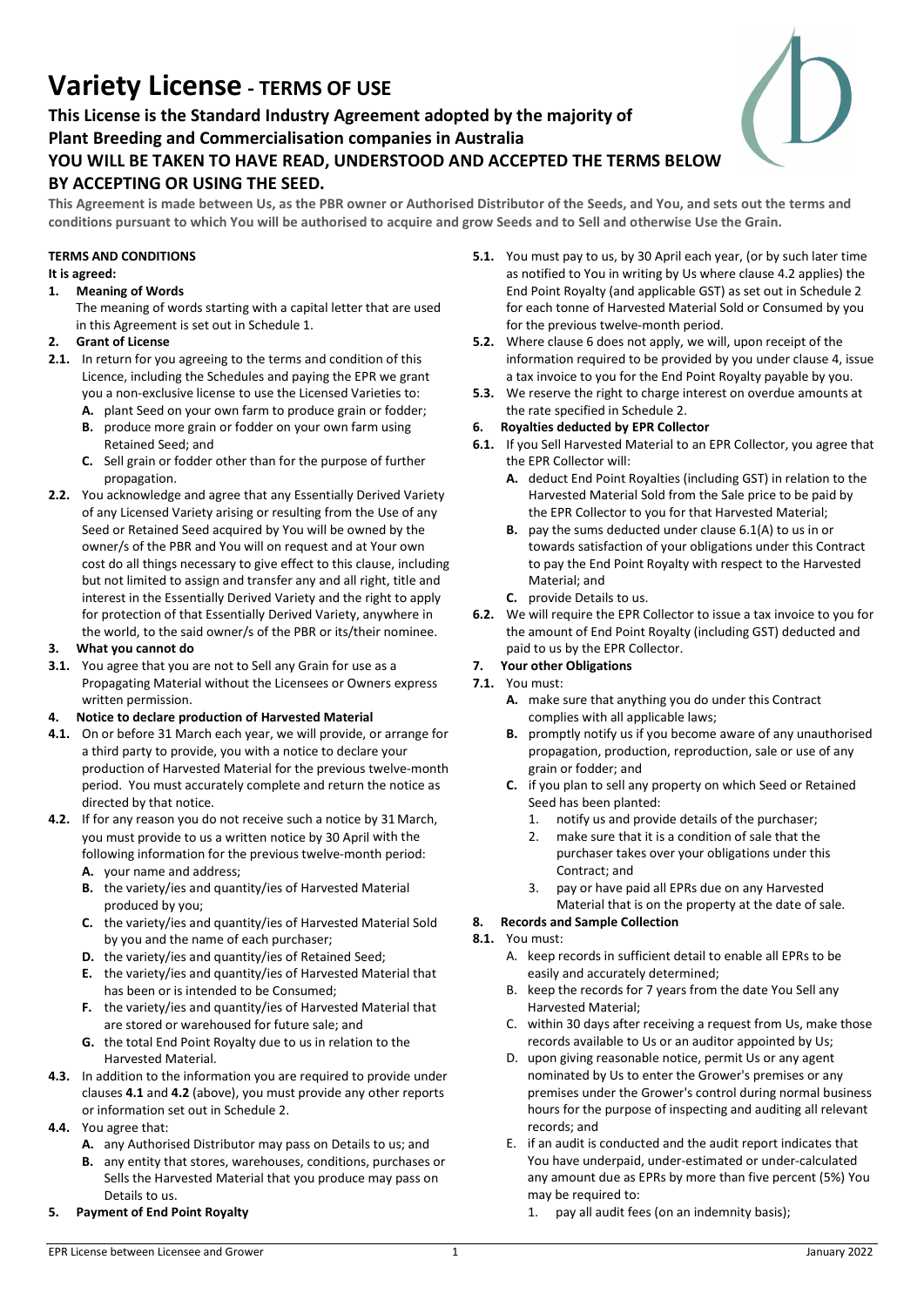# Variety License - TERMS OF USE

## This License is the Standard Industry Agreement adopted by the majority of Plant Breeding and Commercialisation companies in Australia

## YOU WILL BE TAKEN TO HAVE READ, UNDERSTOOD AND ACCEPTED THE TERMS BELOW BY ACCEPTING OR USING THE SEED.

**This Agreement is made between Us, as the PBR owner or Authorised Distributor of the Seeds, and You, and sets out the terms and conditions pursuant to which You will be authorised to acquire and grow Seeds and to Sell and otherwise Use the Grain.**

**TERMS AND CONDITIONS**

**It is agreed:**

**1. Meaning of Words**

The meaning of words starting with a capital letter that are used in this Agreement is set out in Schedule 1.

**2. Grant of License**

**2.1.** In return for you agreeing to the terms and condition of this Licence, including the Schedules and paying the EPR we grant you a non-exclusive license to use the Licensed Varieties to:

- **A.** plant Seed on your own farm to produce grain or fodder;
- **B.** produce more grain or fodder on your own farm using Retained Seed; and
- **C.** Sell grain or fodder other than for the purpose of further propagation.

**2.2.** You acknowledge and agree that any Essentially Derived Variety of any Licensed Variety arising or resulting from the Use of any Seed or Retained Seed acquired by You will be owned by the owner/s of the PBR and You will on request and at Your own cost do all things necessary to give effect to this clause, including but not limited to assign and transfer any and all right, title and interest in the Essentially Derived Variety and the right to apply for protection of that Essentially Derived Variety, anywhere in the world, to the said owner/s of the PBR or its/their nominee.

**3. What you cannot do**

**3.1.** You agree that you are not to Sell any Grain for use as a Propagating Material without the Licensees or Owners express written permission.

**4. Notice to declare production of Harvested Material**

**4.1.** On or before 31 March each year, we will provide, or arrange for a third party to provide, you with a notice to declare your production of Harvested Material for the previous twelve-month period. You must accurately complete and return the notice as directed by that notice.

**4.2.** If for any reason you do not receive such a notice by 31 March, you must provide to us a written notice by 30 April with the following information for the previous twelve-month period:

- **A.** your name and address;
- **B.** the variety/ies and quantity/ies of Harvested Material produced by you;
- **C.** the variety/ies and quantity/ies of Harvested Material Sold by you and the name of each purchaser;
- **D.** the variety/ies and quantity/ies of Retained Seed;
- **E.** the variety/ies and quantity/ies of Harvested Material that has been or is intended to be Consumed;
- **F.** the variety/ies and quantity/ies of Harvested Material that are stored or warehoused for future sale; and
- **G.** the total End Point Royalty due to us in relation to the Harvested Material.

**4.3.** In addition to the information you are required to provide under clauses **4.1** and **4.2** (above), you must provide any other reports or information set out in Schedule 2.

**4.4.** You agree that:

- **A.** any Authorised Distributor may pass on Details to us; and
- **B.** any entity that stores, warehouses, conditions, purchases or Sells the Harvested Material that you produce may pass on Details to us.

**5. Payment of End Point Royalty**

**5.1.** You must pay to us, by 30 April each year, (or by such later time as notified to You in writing by Us where clause 4.2 applies) the End Point Royalty (and applicable GST) as set out in Schedule 2 for each tonne of Harvested Material Sold or Consumed by you for the previous twelve-month period.

**5.2.** Where clause 6 does not apply, we will, upon receipt of the information required to be provided by you under clause 4, issue a tax invoice to you for the End Point Royalty payable by you.

**5.3.** We reserve the right to charge interest on overdue amounts at the rate specified in Schedule 2.

**6. Royalties deducted by EPR Collector**

**6.1.** If you Sell Harvested Material to an EPR Collector, you agree that the EPR Collector will:

- **A.** deduct End Point Royalties (including GST) in relation to the Harvested Material Sold from the Sale price to be paid by the EPR Collector to you for that Harvested Material;
- **B.** pay the sums deducted under clause 6.1(A) to us in or towards satisfaction of your obligations under this Contract to pay the End Point Royalty with respect to the Harvested Material; and
- **C.** provide Details to us.

**6.2.** We will require the EPR Collector to issue a tax invoice to you for the amount of End Point Royalty (including GST) deducted and paid to us by the EPR Collector.

**7. Your other Obligations**

**7.1.** You must:

- **A.** make sure that anything you do under this Contract complies with all applicable laws;
- **B.** promptly notify us if you become aware of any unauthorised propagation, production, reproduction, sale or use of any grain or fodder; and
- **C.** if you plan to sell any property on which Seed or Retained Seed has been planted:
  1. notify us and provide details of the purchaser;
  2. make sure that it is a condition of sale that the purchaser takes over your obligations under this Contract; and
  3. pay or have paid all EPRs due on any Harvested Material that is on the property at the date of sale.

**8. Records and Sample Collection**

**8.1.** You must:

- A. keep records in sufficient detail to enable all EPRs to be easily and accurately determined;
- B. keep the records for 7 years from the date You Sell any Harvested Material;
- C. within 30 days after receiving a request from Us, make those records available to Us or an auditor appointed by Us;
- D. upon giving reasonable notice, permit Us or any agent nominated by Us to enter the Grower's premises or any premises under the Grower's control during normal business hours for the purpose of inspecting and auditing all relevant records; and
- E. if an audit is conducted and the audit report indicates that You have underpaid, under-estimated or under-calculated any amount due as EPRs by more than five percent (5%) You may be required to:
  1. pay all audit fees (on an indemnity basis);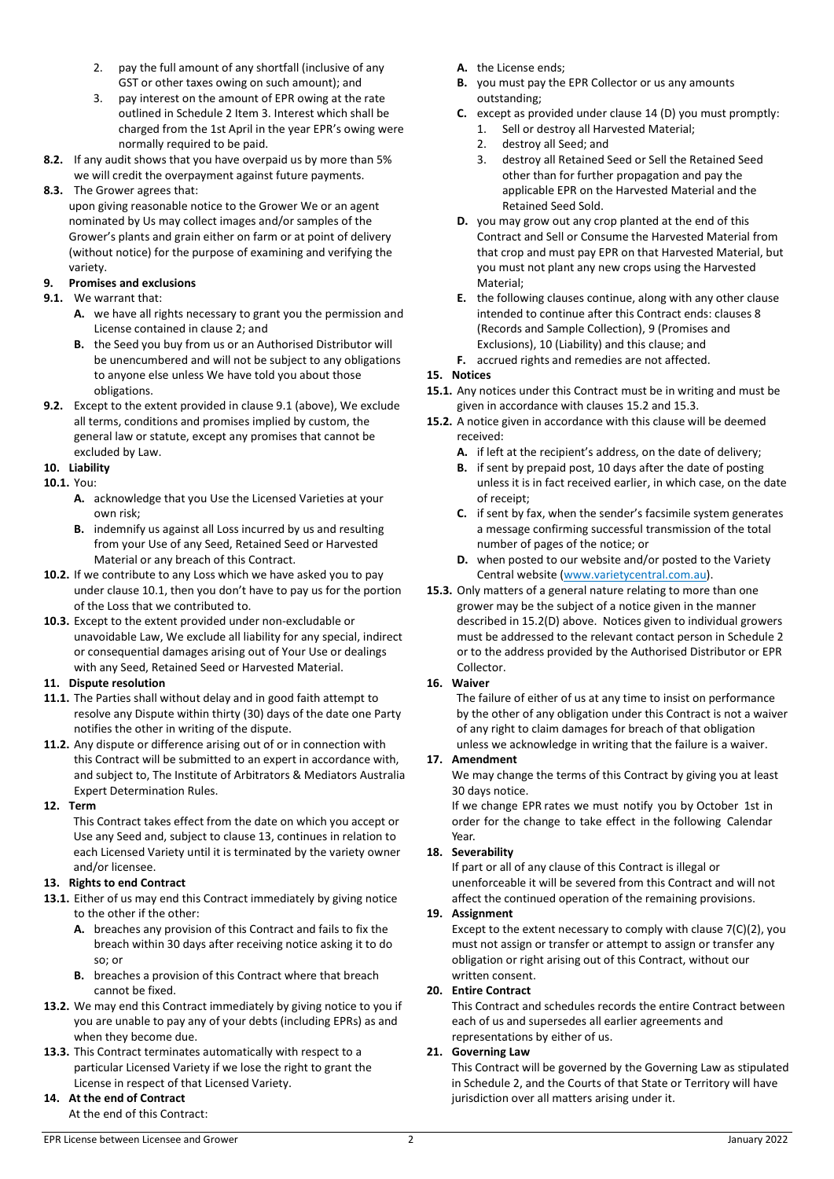2. pay the full amount of any shortfall (inclusive of any GST or other taxes owing on such amount); and
3. pay interest on the amount of EPR owing at the rate outlined in Schedule 2 Item 3. Interest which shall be charged from the 1st April in the year EPR's owing were normally required to be paid.

**8.2.** If any audit shows that you have overpaid us by more than 5% we will credit the overpayment against future payments.

**8.3.** The Grower agrees that:

upon giving reasonable notice to the Grower We or an agent nominated by Us may collect images and/or samples of the Grower's plants and grain either on farm or at point of delivery (without notice) for the purpose of examining and verifying the variety.

**9. Promises and exclusions**

**9.1.** We warrant that:

- **A.** we have all rights necessary to grant you the permission and License contained in clause 2; and
- **B.** the Seed you buy from us or an Authorised Distributor will be unencumbered and will not be subject to any obligations to anyone else unless We have told you about those obligations.

**9.2.** Except to the extent provided in clause 9.1 (above), We exclude all terms, conditions and promises implied by custom, the general law or statute, except any promises that cannot be excluded by Law.

**10. Liability**

**10.1.** You:

- **A.** acknowledge that you Use the Licensed Varieties at your own risk;
- **B.** indemnify us against all Loss incurred by us and resulting from your Use of any Seed, Retained Seed or Harvested Material or any breach of this Contract.

**10.2.** If we contribute to any Loss which we have asked you to pay under clause 10.1, then you don't have to pay us for the portion of the Loss that we contributed to.

**10.3.** Except to the extent provided under non-excludable or unavoidable Law, We exclude all liability for any special, indirect or consequential damages arising out of Your Use or dealings with any Seed, Retained Seed or Harvested Material.

**11. Dispute resolution**

**11.1.** The Parties shall without delay and in good faith attempt to resolve any Dispute within thirty (30) days of the date one Party notifies the other in writing of the dispute.

**11.2.** Any dispute or difference arising out of or in connection with this Contract will be submitted to an expert in accordance with, and subject to, The Institute of Arbitrators & Mediators Australia Expert Determination Rules.

**12. Term**

This Contract takes effect from the date on which you accept or Use any Seed and, subject to clause 13, continues in relation to each Licensed Variety until it is terminated by the variety owner and/or licensee.

**13. Rights to end Contract**

**13.1.** Either of us may end this Contract immediately by giving notice to the other if the other:

- **A.** breaches any provision of this Contract and fails to fix the breach within 30 days after receiving notice asking it to do so; or
- **B.** breaches a provision of this Contract where that breach cannot be fixed.

**13.2.** We may end this Contract immediately by giving notice to you if you are unable to pay any of your debts (including EPRs) as and when they become due.

**13.3.** This Contract terminates automatically with respect to a particular Licensed Variety if we lose the right to grant the License in respect of that Licensed Variety.

**14. At the end of Contract**

At the end of this Contract:

- **A.** the License ends;
- **B.** you must pay the EPR Collector or us any amounts outstanding;
- **C.** except as provided under clause 14 (D) you must promptly:
  1. Sell or destroy all Harvested Material;
  2. destroy all Seed; and
  3. destroy all Retained Seed or Sell the Retained Seed other than for further propagation and pay the applicable EPR on the Harvested Material and the Retained Seed Sold.
- **D.** you may grow out any crop planted at the end of this Contract and Sell or Consume the Harvested Material from that crop and must pay EPR on that Harvested Material, but you must not plant any new crops using the Harvested Material;
- **E.** the following clauses continue, along with any other clause intended to continue after this Contract ends: clauses 8 (Records and Sample Collection), 9 (Promises and Exclusions), 10 (Liability) and this clause; and
- **F.** accrued rights and remedies are not affected.

**15. Notices**

**15.1.** Any notices under this Contract must be in writing and must be given in accordance with clauses 15.2 and 15.3.

**15.2.** A notice given in accordance with this clause will be deemed received:

- **A.** if left at the recipient's address, on the date of delivery;
- **B.** if sent by prepaid post, 10 days after the date of posting unless it is in fact received earlier, in which case, on the date of receipt;
- **C.** if sent by fax, when the sender's facsimile system generates a message confirming successful transmission of the total number of pages of the notice; or
- **D.** when posted to our website and/or posted to the Variety Central website (www.varietycentral.com.au).

**15.3.** Only matters of a general nature relating to more than one grower may be the subject of a notice given in the manner described in 15.2(D) above. Notices given to individual growers must be addressed to the relevant contact person in Schedule 2 or to the address provided by the Authorised Distributor or EPR Collector.

**16. Waiver**

The failure of either of us at any time to insist on performance by the other of any obligation under this Contract is not a waiver of any right to claim damages for breach of that obligation unless we acknowledge in writing that the failure is a waiver.

**17. Amendment**

We may change the terms of this Contract by giving you at least 30 days notice.

If we change EPR rates we must notify you by October 1st in order for the change to take effect in the following Calendar Year.

**18. Severability**

If part or all of any clause of this Contract is illegal or unenforceable it will be severed from this Contract and will not affect the continued operation of the remaining provisions.

**19. Assignment**

Except to the extent necessary to comply with clause 7(C)(2), you must not assign or transfer or attempt to assign or transfer any obligation or right arising out of this Contract, without our written consent.

**20. Entire Contract**

This Contract and schedules records the entire Contract between each of us and supersedes all earlier agreements and representations by either of us.

**21. Governing Law**

This Contract will be governed by the Governing Law as stipulated in Schedule 2, and the Courts of that State or Territory will have jurisdiction over all matters arising under it.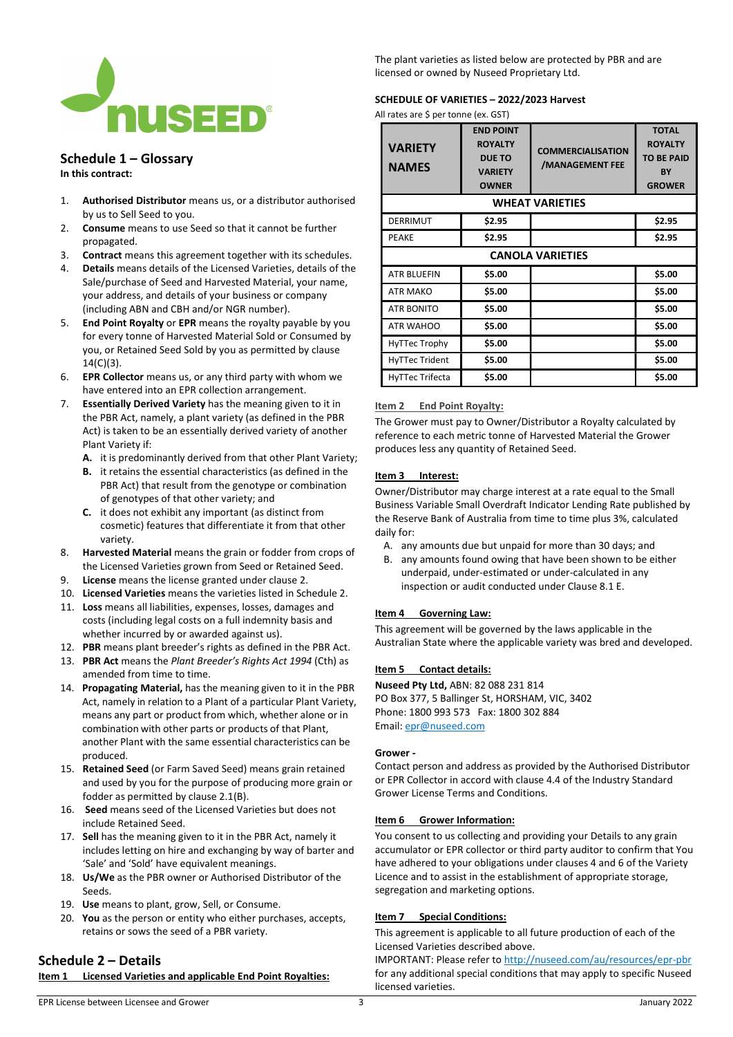## Schedule 1 – Glossary

**In this contract:**

1. **Authorised Distributor** means us, or a distributor authorised by us to Sell Seed to you.
2. **Consume** means to use Seed so that it cannot be further propagated.
3. **Contract** means this agreement together with its schedules.
4. **Details** means details of the Licensed Varieties, details of the Sale/purchase of Seed and Harvested Material, your name, your address, and details of your business or company (including ABN and CBH and/or NGR number).
5. **End Point Royalty** or **EPR** means the royalty payable by you for every tonne of Harvested Material Sold or Consumed by you, or Retained Seed Sold by you as permitted by clause 14(C)(3).
6. **EPR Collector** means us, or any third party with whom we have entered into an EPR collection arrangement.
7. **Essentially Derived Variety** has the meaning given to it in the PBR Act, namely, a plant variety (as defined in the PBR Act) is taken to be an essentially derived variety of another Plant Variety if:
   - **A.** it is predominantly derived from that other Plant Variety;
   - **B.** it retains the essential characteristics (as defined in the PBR Act) that result from the genotype or combination of genotypes of that other variety; and
   - **C.** it does not exhibit any important (as distinct from cosmetic) features that differentiate it from that other variety.
8. **Harvested Material** means the grain or fodder from crops of the Licensed Varieties grown from Seed or Retained Seed.
9. **License** means the license granted under clause 2.
10. **Licensed Varieties** means the varieties listed in Schedule 2.
11. **Loss** means all liabilities, expenses, losses, damages and costs (including legal costs on a full indemnity basis and whether incurred by or awarded against us).
12. **PBR** means plant breeder's rights as defined in the PBR Act.
13. **PBR Act** means the *Plant Breeder's Rights Act 1994* (Cth) as amended from time to time.
14. **Propagating Material,** has the meaning given to it in the PBR Act, namely in relation to a Plant of a particular Plant Variety, means any part or product from which, whether alone or in combination with other parts or products of that Plant, another Plant with the same essential characteristics can be produced.
15. **Retained Seed** (or Farm Saved Seed) means grain retained and used by you for the purpose of producing more grain or fodder as permitted by clause 2.1(B).
16. **Seed** means seed of the Licensed Varieties but does not include Retained Seed.
17. **Sell** has the meaning given to it in the PBR Act, namely it includes letting on hire and exchanging by way of barter and 'Sale' and 'Sold' have equivalent meanings.
18. **Us/We** as the PBR owner or Authorised Distributor of the Seeds.
19. **Use** means to plant, grow, Sell, or Consume.
20. **You** as the person or entity who either purchases, accepts, retains or sows the seed of a PBR variety.

## Schedule 2 – Details

**Item 1 Licensed Varieties and applicable End Point Royalties:**

The plant varieties as listed below are protected by PBR and are licensed or owned by Nuseed Proprietary Ltd.

**SCHEDULE OF VARIETIES – 2022/2023 Harvest**

All rates are $ per tonne (ex. GST)

| VARIETY NAMES | END POINT ROYALTY DUE TO VARIETY OWNER | COMMERCIALISATION /MANAGEMENT FEE | TOTAL ROYALTY TO BE PAID BY GROWER |
|---|---|---|---|
| **WHEAT VARIETIES** | | | |
| DERRIMUT | **$2.95** | | **$2.95** |
| PEAKE | **$2.95** | | **$2.95** |
| **CANOLA VARIETIES** | | | |
| ATR BLUEFIN | **$5.00** | | **$5.00** |
| ATR MAKO | **$5.00** | | **$5.00** |
| ATR BONITO | **$5.00** | | **$5.00** |
| ATR WAHOO | **$5.00** | | **$5.00** |
| HyTTec Trophy | **$5.00** | | **$5.00** |
| HyTTec Trident | **$5.00** | | **$5.00** |
| HyTTec Trifecta | **$5.00** | | **$5.00** |

**Item 2 End Point Royalty:**

The Grower must pay to Owner/Distributor a Royalty calculated by reference to each metric tonne of Harvested Material the Grower produces less any quantity of Retained Seed.

**Item 3 Interest:**

Owner/Distributor may charge interest at a rate equal to the Small Business Variable Small Overdraft Indicator Lending Rate published by the Reserve Bank of Australia from time to time plus 3%, calculated daily for:

- A. any amounts due but unpaid for more than 30 days; and
- B. any amounts found owing that have been shown to be either underpaid, under-estimated or under-calculated in any inspection or audit conducted under Clause 8.1 E.

**Item 4 Governing Law:**

This agreement will be governed by the laws applicable in the Australian State where the applicable variety was bred and developed.

**Item 5 Contact details:**

**Nuseed Pty Ltd,** ABN: 82 088 231 814
PO Box 377, 5 Ballinger St, HORSHAM, VIC, 3402
Phone: 1800 993 573 Fax: 1800 302 884
Email: epr@nuseed.com

**Grower -**

Contact person and address as provided by the Authorised Distributor or EPR Collector in accord with clause 4.4 of the Industry Standard Grower License Terms and Conditions.

**Item 6 Grower Information:**

You consent to us collecting and providing your Details to any grain accumulator or EPR collector or third party auditor to confirm that You have adhered to your obligations under clauses 4 and 6 of the Variety Licence and to assist in the establishment of appropriate storage, segregation and marketing options.

**Item 7 Special Conditions:**

This agreement is applicable to all future production of each of the Licensed Varieties described above.

IMPORTANT: Please refer to http://nuseed.com/au/resources/epr-pbr for any additional special conditions that may apply to specific Nuseed licensed varieties.